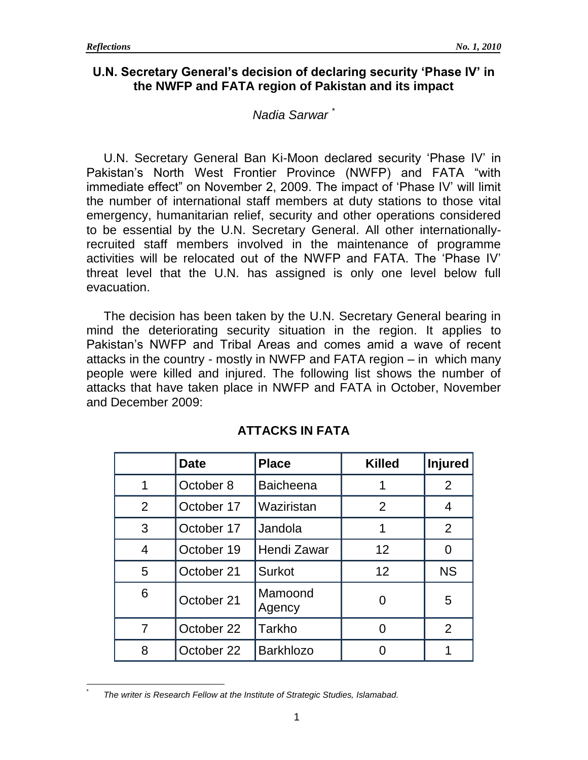# U.N. Secretary General's decision of declaring security 'Phase IV' in the NWFP and FATA region of Pakistan and its impact

*Nadia Sarwar* [*]

U.N. Secretary General Ban Ki-Moon declared security 'Phase IV' in Pakistan's North West Frontier Province (NWFP) and FATA "with immediate effect" on November 2, 2009. The impact of 'Phase IV' will limit the number of international staff members at duty stations to those vital emergency, humanitarian relief, security and other operations considered to be essential by the U.N. Secretary General. All other internationally-recruited staff members involved in the maintenance of programme activities will be relocated out of the NWFP and FATA. The 'Phase IV' threat level that the U.N. has assigned is only one level below full evacuation.

The decision has been taken by the U.N. Secretary General bearing in mind the deteriorating security situation in the region. It applies to Pakistan's NWFP and Tribal Areas and comes amid a wave of recent attacks in the country - mostly in NWFP and FATA region – in which many people were killed and injured. The following list shows the number of attacks that have taken place in NWFP and FATA in October, November and December 2009:

## ATTACKS IN FATA

| | Date | Place | Killed | Injured |
|---|---|---|---|---|
| 1 | October 8 | Baicheena | 1 | 2 |
| 2 | October 17 | Waziristan | 2 | 4 |
| 3 | October 17 | Jandola | 1 | 2 |
| 4 | October 19 | Hendi Zawar | 12 | 0 |
| 5 | October 21 | Surkot | 12 | NS |
| 6 | October 21 | Mamoond Agency | 0 | 5 |
| 7 | October 22 | Tarkho | 0 | 2 |
| 8 | October 22 | Barkhlozo | 0 | 1 |

[*] *The writer is Research Fellow at the Institute of Strategic Studies, Islamabad.*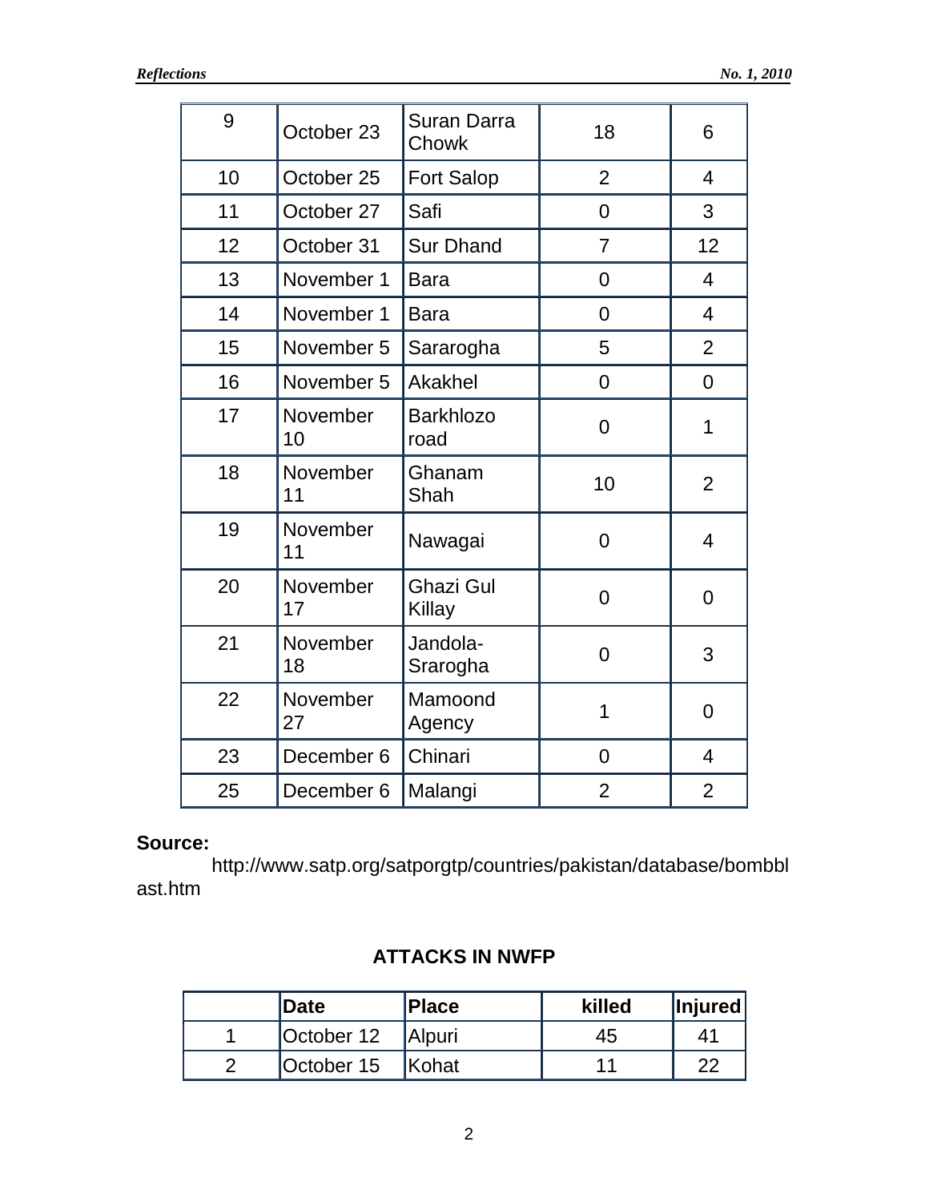| 9 | October 23 | Suran Darra Chowk | 18 | 6 |
|---|---|---|---|---|
| 10 | October 25 | Fort Salop | 2 | 4 |
| 11 | October 27 | Safi | 0 | 3 |
| 12 | October 31 | Sur Dhand | 7 | 12 |
| 13 | November 1 | Bara | 0 | 4 |
| 14 | November 1 | Bara | 0 | 4 |
| 15 | November 5 | Sararogha | 5 | 2 |
| 16 | November 5 | Akakhel | 0 | 0 |
| 17 | November 10 | Barkhlozo road | 0 | 1 |
| 18 | November 11 | Ghanam Shah | 10 | 2 |
| 19 | November 11 | Nawagai | 0 | 4 |
| 20 | November 17 | Ghazi Gul Killay | 0 | 0 |
| 21 | November 18 | Jandola-Srarogha | 0 | 3 |
| 22 | November 27 | Mamoond Agency | 1 | 0 |
| 23 | December 6 | Chinari | 0 | 4 |
| 25 | December 6 | Malangi | 2 | 2 |

**Source:** http://www.satp.org/satporgtp/countries/pakistan/database/bombblast.htm

## ATTACKS IN NWFP

| | Date | Place | killed | Injured |
|---|---|---|---|---|
| 1 | October 12 | Alpuri | 45 | 41 |
| 2 | October 15 | Kohat | 11 | 22 |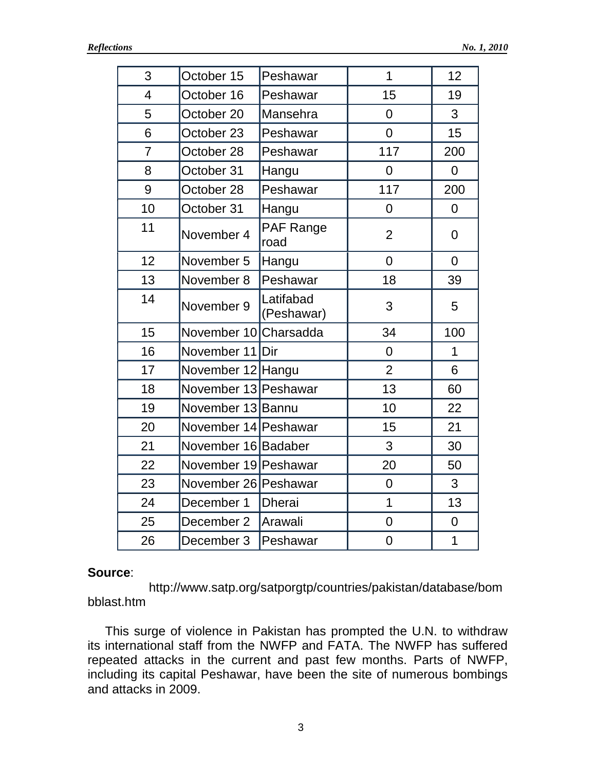| | | | | |
|---|---|---|---|---|
| 3 | October 15 | Peshawar | 1 | 12 |
| 4 | October 16 | Peshawar | 15 | 19 |
| 5 | October 20 | Mansehra | 0 | 3 |
| 6 | October 23 | Peshawar | 0 | 15 |
| 7 | October 28 | Peshawar | 117 | 200 |
| 8 | October 31 | Hangu | 0 | 0 |
| 9 | October 28 | Peshawar | 117 | 200 |
| 10 | October 31 | Hangu | 0 | 0 |
| 11 | November 4 | PAF Range road | 2 | 0 |
| 12 | November 5 | Hangu | 0 | 0 |
| 13 | November 8 | Peshawar | 18 | 39 |
| 14 | November 9 | Latifabad (Peshawar) | 3 | 5 |
| 15 | November 10 | Charsadda | 34 | 100 |
| 16 | November 11 | Dir | 0 | 1 |
| 17 | November 12 | Hangu | 2 | 6 |
| 18 | November 13 | Peshawar | 13 | 60 |
| 19 | November 13 | Bannu | 10 | 22 |
| 20 | November 14 | Peshawar | 15 | 21 |
| 21 | November 16 | Badaber | 3 | 30 |
| 22 | November 19 | Peshawar | 20 | 50 |
| 23 | November 26 | Peshawar | 0 | 3 |
| 24 | December 1 | Dherai | 1 | 13 |
| 25 | December 2 | Arawali | 0 | 0 |
| 26 | December 3 | Peshawar | 0 | 1 |

**Source**: http://www.satp.org/satporgtp/countries/pakistan/database/bombblast.htm

This surge of violence in Pakistan has prompted the U.N. to withdraw its international staff from the NWFP and FATA. The NWFP has suffered repeated attacks in the current and past few months. Parts of NWFP, including its capital Peshawar, have been the site of numerous bombings and attacks in 2009.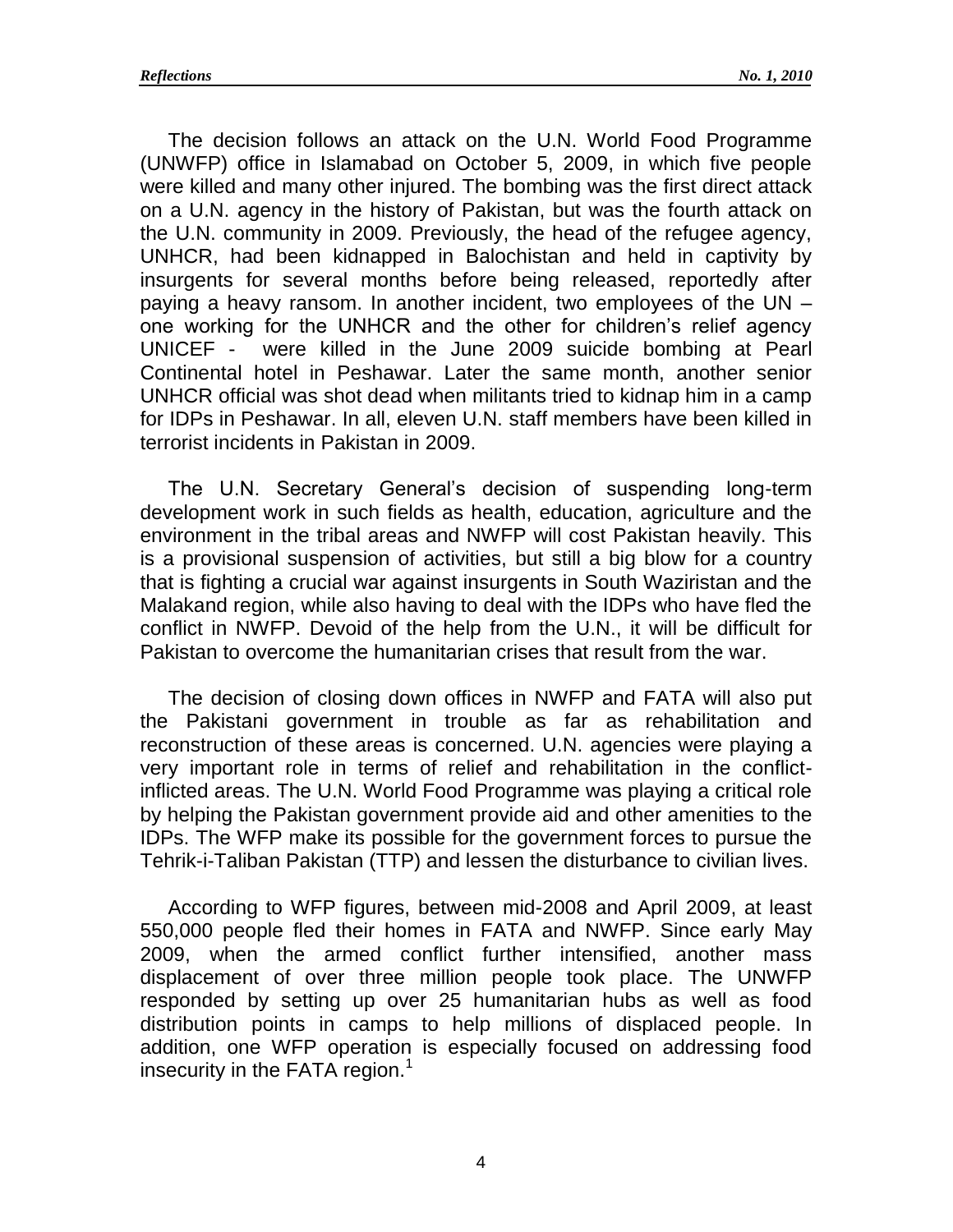The decision follows an attack on the U.N. World Food Programme (UNWFP) office in Islamabad on October 5, 2009, in which five people were killed and many other injured. The bombing was the first direct attack on a U.N. agency in the history of Pakistan, but was the fourth attack on the U.N. community in 2009. Previously, the head of the refugee agency, UNHCR, had been kidnapped in Balochistan and held in captivity by insurgents for several months before being released, reportedly after paying a heavy ransom. In another incident, two employees of the UN – one working for the UNHCR and the other for children's relief agency UNICEF - were killed in the June 2009 suicide bombing at Pearl Continental hotel in Peshawar. Later the same month, another senior UNHCR official was shot dead when militants tried to kidnap him in a camp for IDPs in Peshawar. In all, eleven U.N. staff members have been killed in terrorist incidents in Pakistan in 2009.

The U.N. Secretary General's decision of suspending long-term development work in such fields as health, education, agriculture and the environment in the tribal areas and NWFP will cost Pakistan heavily. This is a provisional suspension of activities, but still a big blow for a country that is fighting a crucial war against insurgents in South Waziristan and the Malakand region, while also having to deal with the IDPs who have fled the conflict in NWFP. Devoid of the help from the U.N., it will be difficult for Pakistan to overcome the humanitarian crises that result from the war.

The decision of closing down offices in NWFP and FATA will also put the Pakistani government in trouble as far as rehabilitation and reconstruction of these areas is concerned. U.N. agencies were playing a very important role in terms of relief and rehabilitation in the conflict-inflicted areas. The U.N. World Food Programme was playing a critical role by helping the Pakistan government provide aid and other amenities to the IDPs. The WFP make its possible for the government forces to pursue the Tehrik-i-Taliban Pakistan (TTP) and lessen the disturbance to civilian lives.

According to WFP figures, between mid-2008 and April 2009, at least 550,000 people fled their homes in FATA and NWFP. Since early May 2009, when the armed conflict further intensified, another mass displacement of over three million people took place. The UNWFP responded by setting up over 25 humanitarian hubs as well as food distribution points in camps to help millions of displaced people. In addition, one WFP operation is especially focused on addressing food insecurity in the FATA region.[1]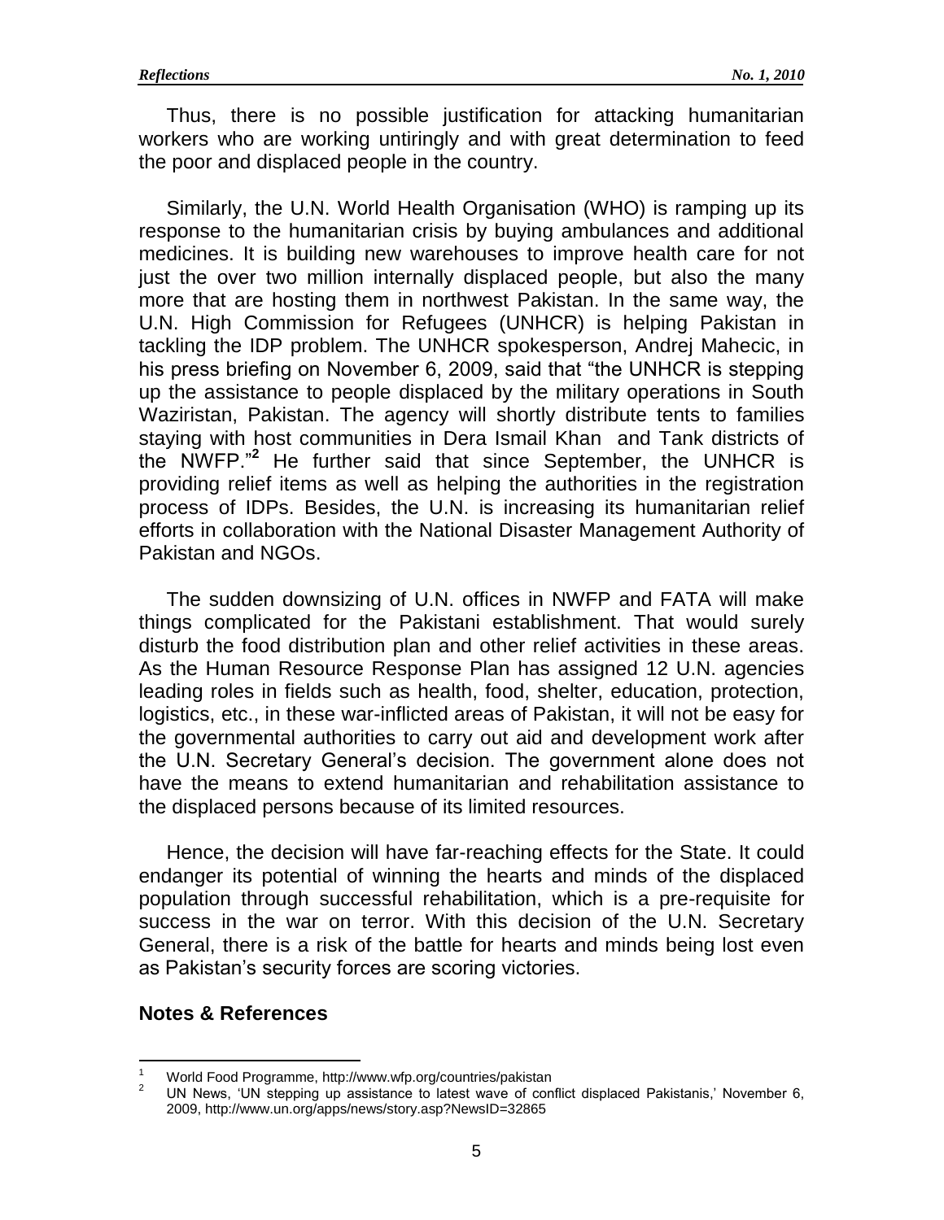Thus, there is no possible justification for attacking humanitarian workers who are working untiringly and with great determination to feed the poor and displaced people in the country.

Similarly, the U.N. World Health Organisation (WHO) is ramping up its response to the humanitarian crisis by buying ambulances and additional medicines. It is building new warehouses to improve health care for not just the over two million internally displaced people, but also the many more that are hosting them in northwest Pakistan. In the same way, the U.N. High Commission for Refugees (UNHCR) is helping Pakistan in tackling the IDP problem. The UNHCR spokesperson, Andrej Mahecic, in his press briefing on November 6, 2009, said that "the UNHCR is stepping up the assistance to people displaced by the military operations in South Waziristan, Pakistan. The agency will shortly distribute tents to families staying with host communities in Dera Ismail Khan and Tank districts of the NWFP."[2] He further said that since September, the UNHCR is providing relief items as well as helping the authorities in the registration process of IDPs. Besides, the U.N. is increasing its humanitarian relief efforts in collaboration with the National Disaster Management Authority of Pakistan and NGOs.

The sudden downsizing of U.N. offices in NWFP and FATA will make things complicated for the Pakistani establishment. That would surely disturb the food distribution plan and other relief activities in these areas. As the Human Resource Response Plan has assigned 12 U.N. agencies leading roles in fields such as health, food, shelter, education, protection, logistics, etc., in these war-inflicted areas of Pakistan, it will not be easy for the governmental authorities to carry out aid and development work after the U.N. Secretary General's decision. The government alone does not have the means to extend humanitarian and rehabilitation assistance to the displaced persons because of its limited resources.

Hence, the decision will have far-reaching effects for the State. It could endanger its potential of winning the hearts and minds of the displaced population through successful rehabilitation, which is a pre-requisite for success in the war on terror. With this decision of the U.N. Secretary General, there is a risk of the battle for hearts and minds being lost even as Pakistan's security forces are scoring victories.

### Notes & References

1. World Food Programme, http://www.wfp.org/countries/pakistan
2. UN News, 'UN stepping up assistance to latest wave of conflict displaced Pakistanis,' November 6, 2009, http://www.un.org/apps/news/story.asp?NewsID=32865